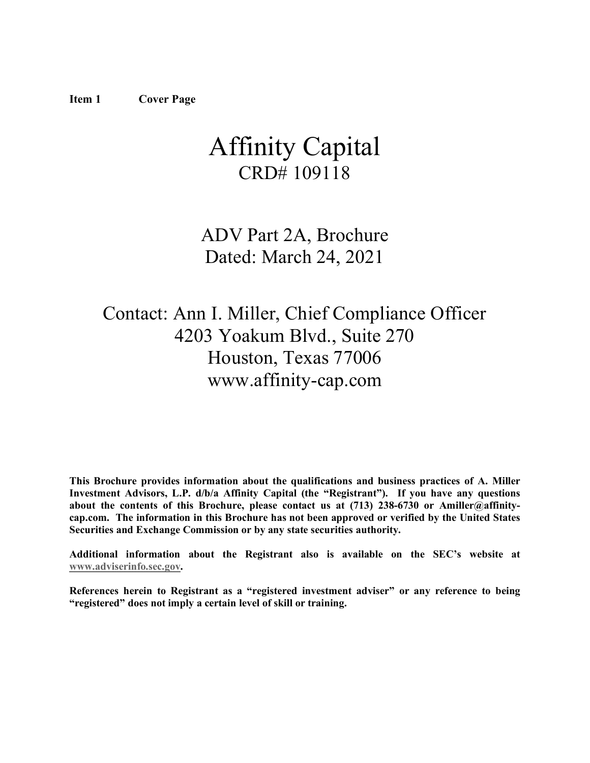**Item 1 Cover Page**

# Affinity Capital

CRD# 109118

ADV Part 2A, Brochure

Dated: March 24, 2021

Contact: Ann I. Miller, Chief Compliance Officer

4203 Yoakum Blvd., Suite 270

Houston, Texas 77006

www.affinity-cap.com

**This Brochure provides information about the qualifications and business practices of A. Miller Investment Advisors, L.P. d/b/a Affinity Capital (the "Registrant"). If you have any questions about the contents of this Brochure, please contact us at (713) 238-6730 or Amiller@affinity-cap.com. The information in this Brochure has not been approved or verified by the United States Securities and Exchange Commission or by any state securities authority.**

**Additional information about the Registrant also is available on the SEC's website at www.adviserinfo.sec.gov.**

**References herein to Registrant as a "registered investment adviser" or any reference to being "registered" does not imply a certain level of skill or training.**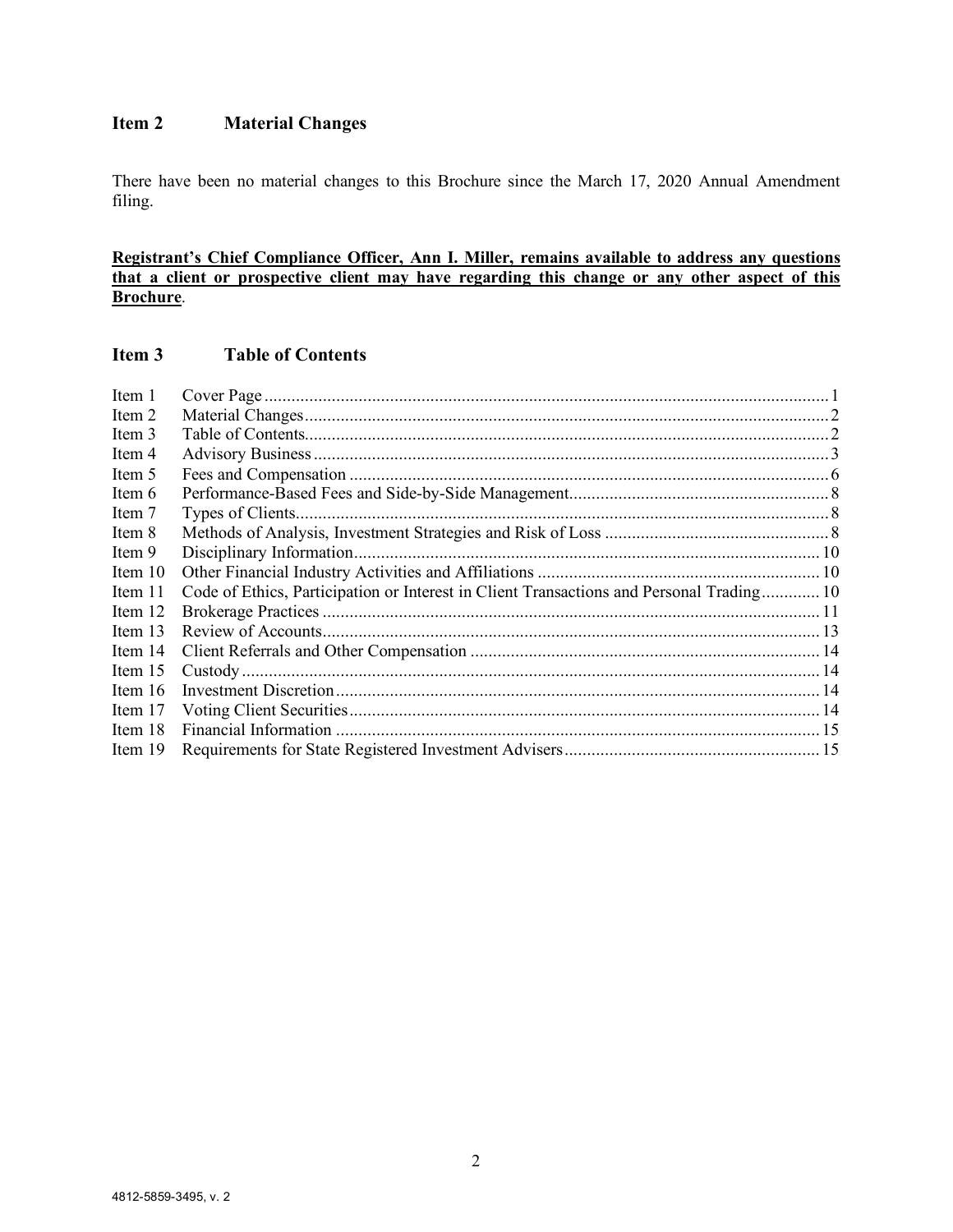## Item 2 Material Changes

There have been no material changes to this Brochure since the March 17, 2020 Annual Amendment filing.

**Registrant's Chief Compliance Officer, Ann I. Miller, remains available to address any questions that a client or prospective client may have regarding this change or any other aspect of this Brochure**.

## Item 3 Table of Contents

| | | |
|---|---|---|
| Item 1 | Cover Page | 1 |
| Item 2 | Material Changes | 2 |
| Item 3 | Table of Contents | 2 |
| Item 4 | Advisory Business | 3 |
| Item 5 | Fees and Compensation | 6 |
| Item 6 | Performance-Based Fees and Side-by-Side Management | 8 |
| Item 7 | Types of Clients | 8 |
| Item 8 | Methods of Analysis, Investment Strategies and Risk of Loss | 8 |
| Item 9 | Disciplinary Information | 10 |
| Item 10 | Other Financial Industry Activities and Affiliations | 10 |
| Item 11 | Code of Ethics, Participation or Interest in Client Transactions and Personal Trading | 10 |
| Item 12 | Brokerage Practices | 11 |
| Item 13 | Review of Accounts | 13 |
| Item 14 | Client Referrals and Other Compensation | 14 |
| Item 15 | Custody | 14 |
| Item 16 | Investment Discretion | 14 |
| Item 17 | Voting Client Securities | 14 |
| Item 18 | Financial Information | 15 |
| Item 19 | Requirements for State Registered Investment Advisers | 15 |

4812-5859-3495, v. 2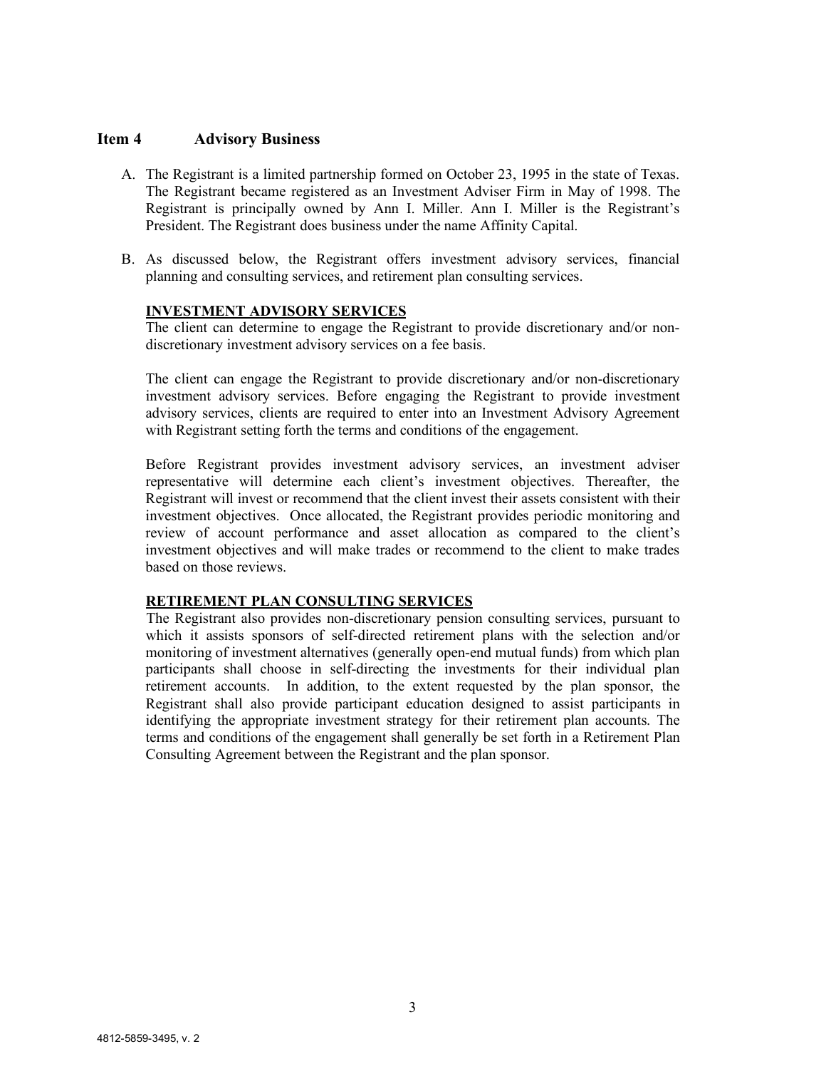## Item 4 Advisory Business

A. The Registrant is a limited partnership formed on October 23, 1995 in the state of Texas. The Registrant became registered as an Investment Adviser Firm in May of 1998. The Registrant is principally owned by Ann I. Miller. Ann I. Miller is the Registrant's President. The Registrant does business under the name Affinity Capital.

B. As discussed below, the Registrant offers investment advisory services, financial planning and consulting services, and retirement plan consulting services.

**INVESTMENT ADVISORY SERVICES**

The client can determine to engage the Registrant to provide discretionary and/or non-discretionary investment advisory services on a fee basis.

The client can engage the Registrant to provide discretionary and/or non-discretionary investment advisory services. Before engaging the Registrant to provide investment advisory services, clients are required to enter into an Investment Advisory Agreement with Registrant setting forth the terms and conditions of the engagement.

Before Registrant provides investment advisory services, an investment adviser representative will determine each client's investment objectives. Thereafter, the Registrant will invest or recommend that the client invest their assets consistent with their investment objectives. Once allocated, the Registrant provides periodic monitoring and review of account performance and asset allocation as compared to the client's investment objectives and will make trades or recommend to the client to make trades based on those reviews.

**RETIREMENT PLAN CONSULTING SERVICES**

The Registrant also provides non-discretionary pension consulting services, pursuant to which it assists sponsors of self-directed retirement plans with the selection and/or monitoring of investment alternatives (generally open-end mutual funds) from which plan participants shall choose in self-directing the investments for their individual plan retirement accounts. In addition, to the extent requested by the plan sponsor, the Registrant shall also provide participant education designed to assist participants in identifying the appropriate investment strategy for their retirement plan accounts. The terms and conditions of the engagement shall generally be set forth in a Retirement Plan Consulting Agreement between the Registrant and the plan sponsor.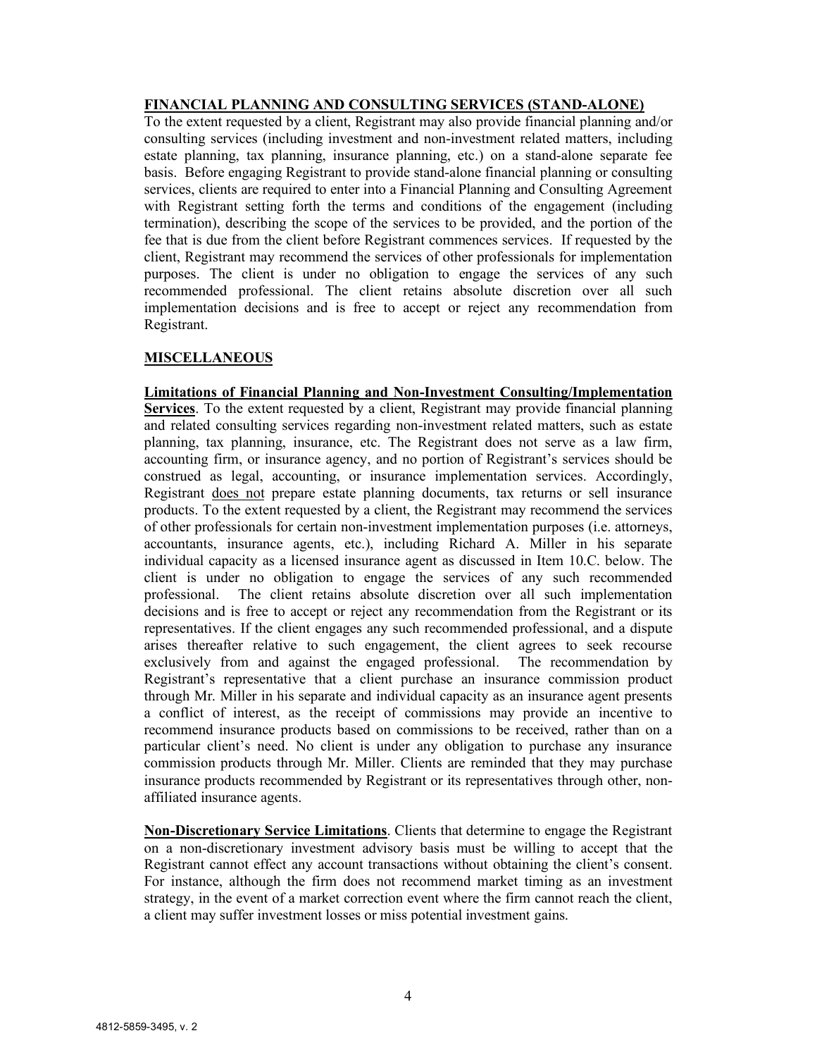**FINANCIAL PLANNING AND CONSULTING SERVICES (STAND-ALONE)**

To the extent requested by a client, Registrant may also provide financial planning and/or consulting services (including investment and non-investment related matters, including estate planning, tax planning, insurance planning, etc.) on a stand-alone separate fee basis. Before engaging Registrant to provide stand-alone financial planning or consulting services, clients are required to enter into a Financial Planning and Consulting Agreement with Registrant setting forth the terms and conditions of the engagement (including termination), describing the scope of the services to be provided, and the portion of the fee that is due from the client before Registrant commences services. If requested by the client, Registrant may recommend the services of other professionals for implementation purposes. The client is under no obligation to engage the services of any such recommended professional. The client retains absolute discretion over all such implementation decisions and is free to accept or reject any recommendation from Registrant.

**MISCELLANEOUS**

**Limitations of Financial Planning and Non-Investment Consulting/Implementation Services**. To the extent requested by a client, Registrant may provide financial planning and related consulting services regarding non-investment related matters, such as estate planning, tax planning, insurance, etc. The Registrant does not serve as a law firm, accounting firm, or insurance agency, and no portion of Registrant's services should be construed as legal, accounting, or insurance implementation services. Accordingly, Registrant does not prepare estate planning documents, tax returns or sell insurance products. To the extent requested by a client, the Registrant may recommend the services of other professionals for certain non-investment implementation purposes (i.e. attorneys, accountants, insurance agents, etc.), including Richard A. Miller in his separate individual capacity as a licensed insurance agent as discussed in Item 10.C. below. The client is under no obligation to engage the services of any such recommended professional. The client retains absolute discretion over all such implementation decisions and is free to accept or reject any recommendation from the Registrant or its representatives. If the client engages any such recommended professional, and a dispute arises thereafter relative to such engagement, the client agrees to seek recourse exclusively from and against the engaged professional. The recommendation by Registrant's representative that a client purchase an insurance commission product through Mr. Miller in his separate and individual capacity as an insurance agent presents a conflict of interest, as the receipt of commissions may provide an incentive to recommend insurance products based on commissions to be received, rather than on a particular client's need. No client is under any obligation to purchase any insurance commission products through Mr. Miller. Clients are reminded that they may purchase insurance products recommended by Registrant or its representatives through other, non-affiliated insurance agents.

**Non-Discretionary Service Limitations**. Clients that determine to engage the Registrant on a non-discretionary investment advisory basis must be willing to accept that the Registrant cannot effect any account transactions without obtaining the client's consent. For instance, although the firm does not recommend market timing as an investment strategy, in the event of a market correction event where the firm cannot reach the client, a client may suffer investment losses or miss potential investment gains.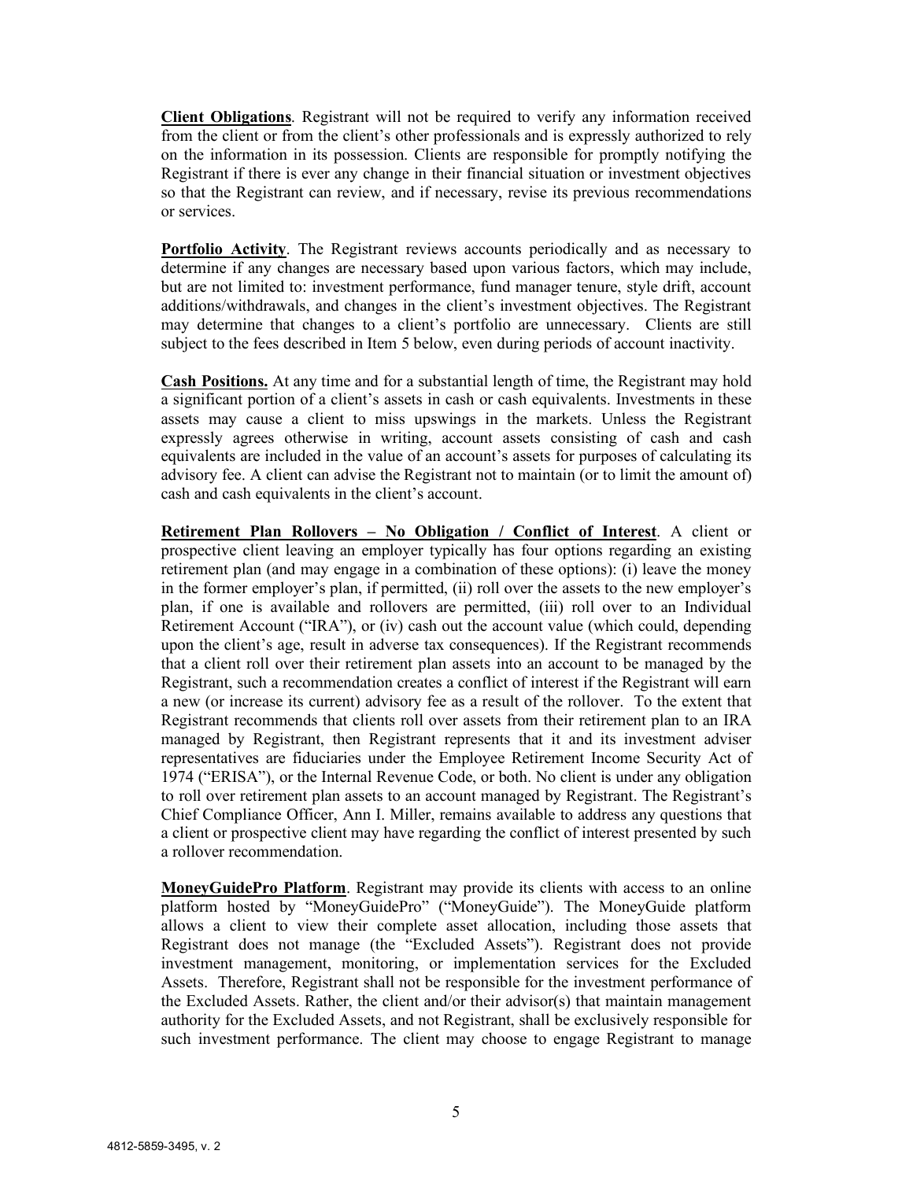**Client Obligations**. Registrant will not be required to verify any information received from the client or from the client's other professionals and is expressly authorized to rely on the information in its possession. Clients are responsible for promptly notifying the Registrant if there is ever any change in their financial situation or investment objectives so that the Registrant can review, and if necessary, revise its previous recommendations or services.

**Portfolio Activity**. The Registrant reviews accounts periodically and as necessary to determine if any changes are necessary based upon various factors, which may include, but are not limited to: investment performance, fund manager tenure, style drift, account additions/withdrawals, and changes in the client's investment objectives. The Registrant may determine that changes to a client's portfolio are unnecessary. Clients are still subject to the fees described in Item 5 below, even during periods of account inactivity.

**Cash Positions.** At any time and for a substantial length of time, the Registrant may hold a significant portion of a client's assets in cash or cash equivalents. Investments in these assets may cause a client to miss upswings in the markets. Unless the Registrant expressly agrees otherwise in writing, account assets consisting of cash and cash equivalents are included in the value of an account's assets for purposes of calculating its advisory fee. A client can advise the Registrant not to maintain (or to limit the amount of) cash and cash equivalents in the client's account.

**Retirement Plan Rollovers – No Obligation / Conflict of Interest**. A client or prospective client leaving an employer typically has four options regarding an existing retirement plan (and may engage in a combination of these options): (i) leave the money in the former employer's plan, if permitted, (ii) roll over the assets to the new employer's plan, if one is available and rollovers are permitted, (iii) roll over to an Individual Retirement Account ("IRA"), or (iv) cash out the account value (which could, depending upon the client's age, result in adverse tax consequences). If the Registrant recommends that a client roll over their retirement plan assets into an account to be managed by the Registrant, such a recommendation creates a conflict of interest if the Registrant will earn a new (or increase its current) advisory fee as a result of the rollover. To the extent that Registrant recommends that clients roll over assets from their retirement plan to an IRA managed by Registrant, then Registrant represents that it and its investment adviser representatives are fiduciaries under the Employee Retirement Income Security Act of 1974 ("ERISA"), or the Internal Revenue Code, or both. No client is under any obligation to roll over retirement plan assets to an account managed by Registrant. The Registrant's Chief Compliance Officer, Ann I. Miller, remains available to address any questions that a client or prospective client may have regarding the conflict of interest presented by such a rollover recommendation.

**MoneyGuidePro Platform**. Registrant may provide its clients with access to an online platform hosted by "MoneyGuidePro" ("MoneyGuide"). The MoneyGuide platform allows a client to view their complete asset allocation, including those assets that Registrant does not manage (the "Excluded Assets"). Registrant does not provide investment management, monitoring, or implementation services for the Excluded Assets. Therefore, Registrant shall not be responsible for the investment performance of the Excluded Assets. Rather, the client and/or their advisor(s) that maintain management authority for the Excluded Assets, and not Registrant, shall be exclusively responsible for such investment performance. The client may choose to engage Registrant to manage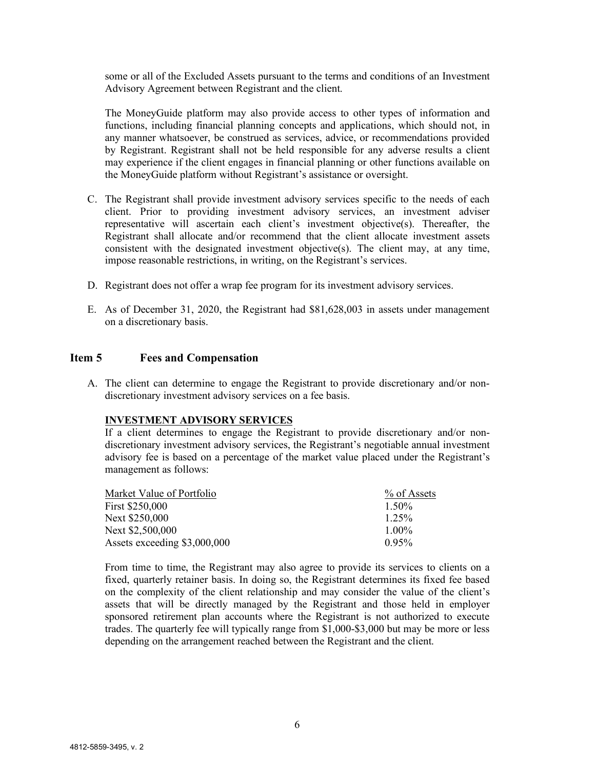some or all of the Excluded Assets pursuant to the terms and conditions of an Investment Advisory Agreement between Registrant and the client.

The MoneyGuide platform may also provide access to other types of information and functions, including financial planning concepts and applications, which should not, in any manner whatsoever, be construed as services, advice, or recommendations provided by Registrant. Registrant shall not be held responsible for any adverse results a client may experience if the client engages in financial planning or other functions available on the MoneyGuide platform without Registrant's assistance or oversight.

C. The Registrant shall provide investment advisory services specific to the needs of each client. Prior to providing investment advisory services, an investment adviser representative will ascertain each client's investment objective(s). Thereafter, the Registrant shall allocate and/or recommend that the client allocate investment assets consistent with the designated investment objective(s). The client may, at any time, impose reasonable restrictions, in writing, on the Registrant's services.

D. Registrant does not offer a wrap fee program for its investment advisory services.

E. As of December 31, 2020, the Registrant had $81,628,003 in assets under management on a discretionary basis.

## Item 5 Fees and Compensation

A. The client can determine to engage the Registrant to provide discretionary and/or non-discretionary investment advisory services on a fee basis.

**INVESTMENT ADVISORY SERVICES**

If a client determines to engage the Registrant to provide discretionary and/or non-discretionary investment advisory services, the Registrant's negotiable annual investment advisory fee is based on a percentage of the market value placed under the Registrant's management as follows:

| Market Value of Portfolio | % of Assets |
|---|---|
| First $250,000 | 1.50% |
| Next $250,000 | 1.25% |
| Next $2,500,000 | 1.00% |
| Assets exceeding $3,000,000 | 0.95% |

From time to time, the Registrant may also agree to provide its services to clients on a fixed, quarterly retainer basis. In doing so, the Registrant determines its fixed fee based on the complexity of the client relationship and may consider the value of the client's assets that will be directly managed by the Registrant and those held in employer sponsored retirement plan accounts where the Registrant is not authorized to execute trades. The quarterly fee will typically range from $1,000-$3,000 but may be more or less depending on the arrangement reached between the Registrant and the client.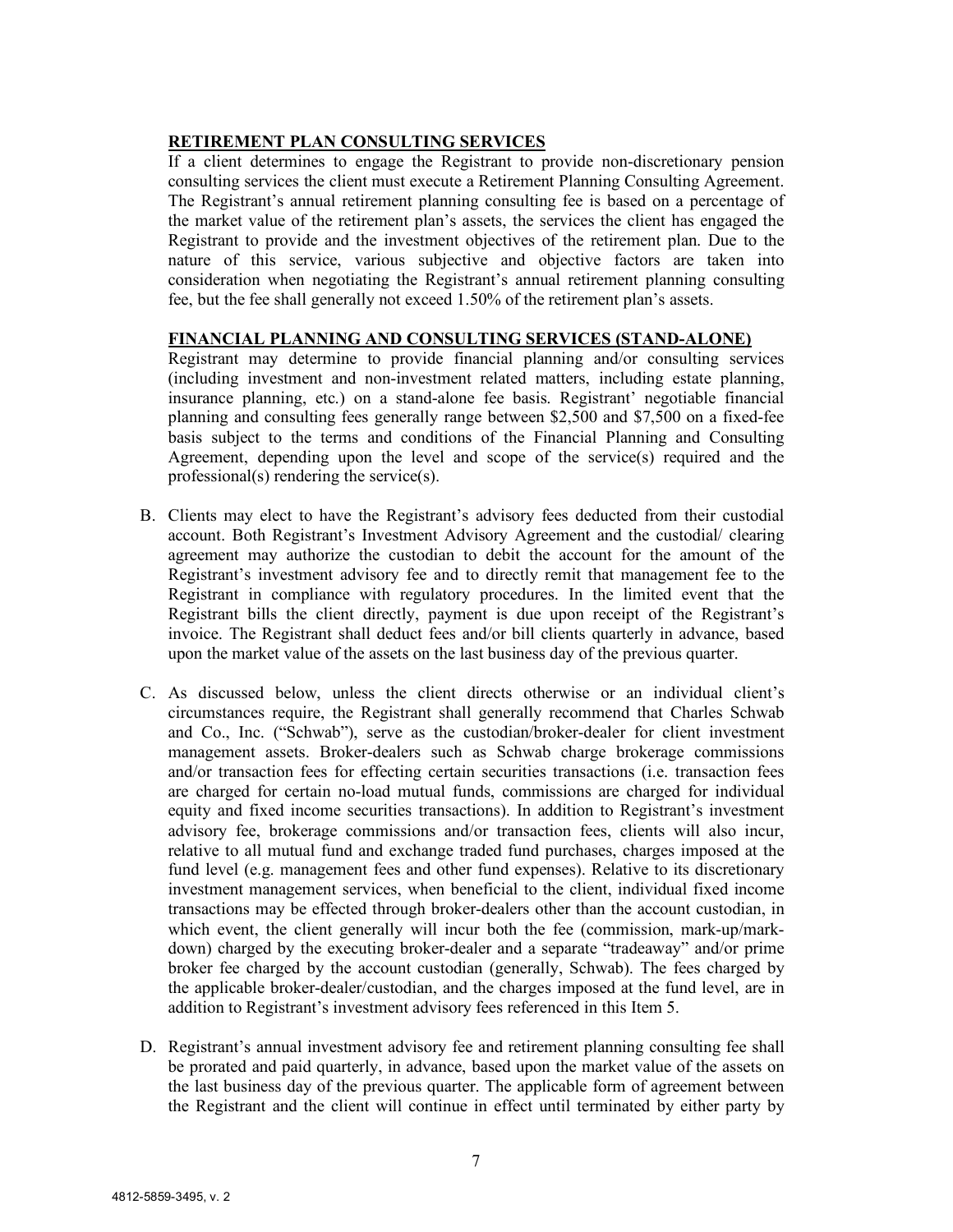**RETIREMENT PLAN CONSULTING SERVICES**

If a client determines to engage the Registrant to provide non-discretionary pension consulting services the client must execute a Retirement Planning Consulting Agreement. The Registrant's annual retirement planning consulting fee is based on a percentage of the market value of the retirement plan's assets, the services the client has engaged the Registrant to provide and the investment objectives of the retirement plan. Due to the nature of this service, various subjective and objective factors are taken into consideration when negotiating the Registrant's annual retirement planning consulting fee, but the fee shall generally not exceed 1.50% of the retirement plan's assets.

**FINANCIAL PLANNING AND CONSULTING SERVICES (STAND-ALONE)**

Registrant may determine to provide financial planning and/or consulting services (including investment and non-investment related matters, including estate planning, insurance planning, etc.) on a stand-alone fee basis. Registrant' negotiable financial planning and consulting fees generally range between $2,500 and $7,500 on a fixed-fee basis subject to the terms and conditions of the Financial Planning and Consulting Agreement, depending upon the level and scope of the service(s) required and the professional(s) rendering the service(s).

B. Clients may elect to have the Registrant's advisory fees deducted from their custodial account. Both Registrant's Investment Advisory Agreement and the custodial/ clearing agreement may authorize the custodian to debit the account for the amount of the Registrant's investment advisory fee and to directly remit that management fee to the Registrant in compliance with regulatory procedures. In the limited event that the Registrant bills the client directly, payment is due upon receipt of the Registrant's invoice. The Registrant shall deduct fees and/or bill clients quarterly in advance, based upon the market value of the assets on the last business day of the previous quarter.

C. As discussed below, unless the client directs otherwise or an individual client's circumstances require, the Registrant shall generally recommend that Charles Schwab and Co., Inc. ("Schwab"), serve as the custodian/broker-dealer for client investment management assets. Broker-dealers such as Schwab charge brokerage commissions and/or transaction fees for effecting certain securities transactions (i.e. transaction fees are charged for certain no-load mutual funds, commissions are charged for individual equity and fixed income securities transactions). In addition to Registrant's investment advisory fee, brokerage commissions and/or transaction fees, clients will also incur, relative to all mutual fund and exchange traded fund purchases, charges imposed at the fund level (e.g. management fees and other fund expenses). Relative to its discretionary investment management services, when beneficial to the client, individual fixed income transactions may be effected through broker-dealers other than the account custodian, in which event, the client generally will incur both the fee (commission, mark-up/mark-down) charged by the executing broker-dealer and a separate "tradeaway" and/or prime broker fee charged by the account custodian (generally, Schwab). The fees charged by the applicable broker-dealer/custodian, and the charges imposed at the fund level, are in addition to Registrant's investment advisory fees referenced in this Item 5.

D. Registrant's annual investment advisory fee and retirement planning consulting fee shall be prorated and paid quarterly, in advance, based upon the market value of the assets on the last business day of the previous quarter. The applicable form of agreement between the Registrant and the client will continue in effect until terminated by either party by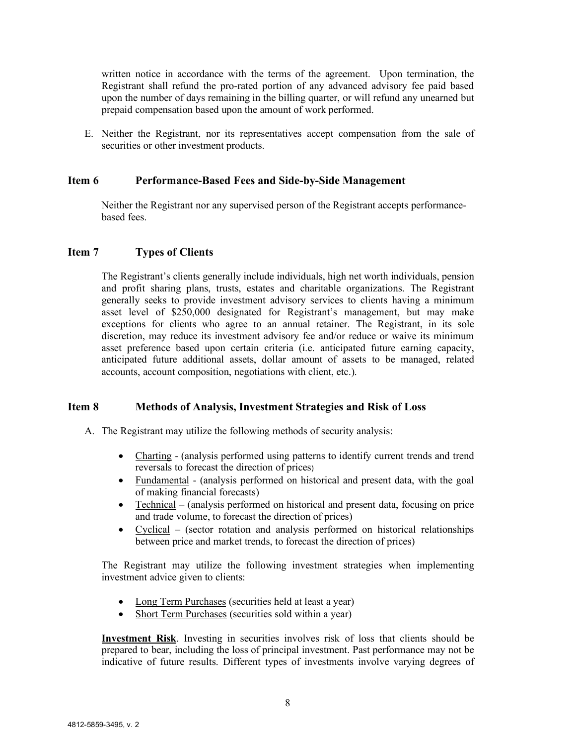written notice in accordance with the terms of the agreement. Upon termination, the Registrant shall refund the pro-rated portion of any advanced advisory fee paid based upon the number of days remaining in the billing quarter, or will refund any unearned but prepaid compensation based upon the amount of work performed.

E. Neither the Registrant, nor its representatives accept compensation from the sale of securities or other investment products.

## Item 6 Performance-Based Fees and Side-by-Side Management

Neither the Registrant nor any supervised person of the Registrant accepts performance-based fees.

## Item 7 Types of Clients

The Registrant's clients generally include individuals, high net worth individuals, pension and profit sharing plans, trusts, estates and charitable organizations. The Registrant generally seeks to provide investment advisory services to clients having a minimum asset level of $250,000 designated for Registrant's management, but may make exceptions for clients who agree to an annual retainer. The Registrant, in its sole discretion, may reduce its investment advisory fee and/or reduce or waive its minimum asset preference based upon certain criteria (i.e. anticipated future earning capacity, anticipated future additional assets, dollar amount of assets to be managed, related accounts, account composition, negotiations with client, etc.).

## Item 8 Methods of Analysis, Investment Strategies and Risk of Loss

A. The Registrant may utilize the following methods of security analysis:

- Charting - (analysis performed using patterns to identify current trends and trend reversals to forecast the direction of prices)
- Fundamental - (analysis performed on historical and present data, with the goal of making financial forecasts)
- Technical – (analysis performed on historical and present data, focusing on price and trade volume, to forecast the direction of prices)
- Cyclical – (sector rotation and analysis performed on historical relationships between price and market trends, to forecast the direction of prices)

The Registrant may utilize the following investment strategies when implementing investment advice given to clients:

- Long Term Purchases (securities held at least a year)
- Short Term Purchases (securities sold within a year)

**Investment Risk**. Investing in securities involves risk of loss that clients should be prepared to bear, including the loss of principal investment. Past performance may not be indicative of future results. Different types of investments involve varying degrees of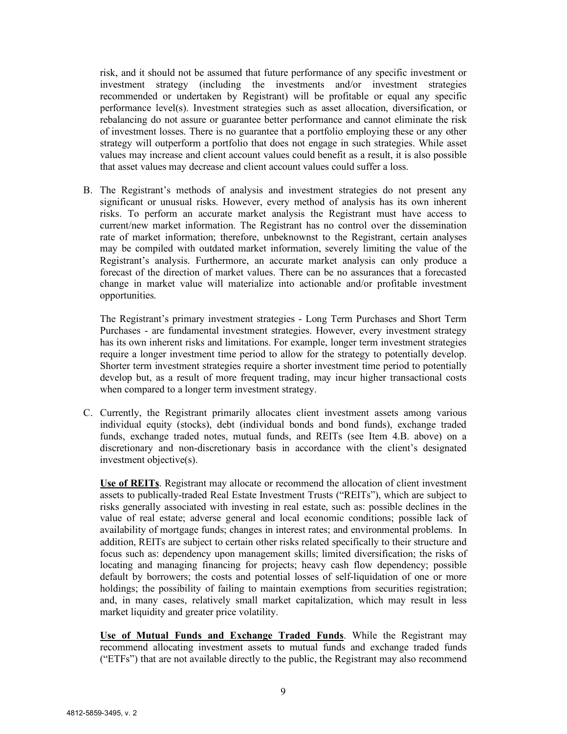risk, and it should not be assumed that future performance of any specific investment or investment strategy (including the investments and/or investment strategies recommended or undertaken by Registrant) will be profitable or equal any specific performance level(s). Investment strategies such as asset allocation, diversification, or rebalancing do not assure or guarantee better performance and cannot eliminate the risk of investment losses. There is no guarantee that a portfolio employing these or any other strategy will outperform a portfolio that does not engage in such strategies. While asset values may increase and client account values could benefit as a result, it is also possible that asset values may decrease and client account values could suffer a loss.

B. The Registrant's methods of analysis and investment strategies do not present any significant or unusual risks. However, every method of analysis has its own inherent risks. To perform an accurate market analysis the Registrant must have access to current/new market information. The Registrant has no control over the dissemination rate of market information; therefore, unbeknownst to the Registrant, certain analyses may be compiled with outdated market information, severely limiting the value of the Registrant's analysis. Furthermore, an accurate market analysis can only produce a forecast of the direction of market values. There can be no assurances that a forecasted change in market value will materialize into actionable and/or profitable investment opportunities.

   The Registrant's primary investment strategies - Long Term Purchases and Short Term Purchases - are fundamental investment strategies. However, every investment strategy has its own inherent risks and limitations. For example, longer term investment strategies require a longer investment time period to allow for the strategy to potentially develop. Shorter term investment strategies require a shorter investment time period to potentially develop but, as a result of more frequent trading, may incur higher transactional costs when compared to a longer term investment strategy.

C. Currently, the Registrant primarily allocates client investment assets among various individual equity (stocks), debt (individual bonds and bond funds), exchange traded funds, exchange traded notes, mutual funds, and REITs (see Item 4.B. above) on a discretionary and non-discretionary basis in accordance with the client's designated investment objective(s).

   **Use of REITs**. Registrant may allocate or recommend the allocation of client investment assets to publically-traded Real Estate Investment Trusts ("REITs"), which are subject to risks generally associated with investing in real estate, such as: possible declines in the value of real estate; adverse general and local economic conditions; possible lack of availability of mortgage funds; changes in interest rates; and environmental problems. In addition, REITs are subject to certain other risks related specifically to their structure and focus such as: dependency upon management skills; limited diversification; the risks of locating and managing financing for projects; heavy cash flow dependency; possible default by borrowers; the costs and potential losses of self-liquidation of one or more holdings; the possibility of failing to maintain exemptions from securities registration; and, in many cases, relatively small market capitalization, which may result in less market liquidity and greater price volatility.

   **Use of Mutual Funds and Exchange Traded Funds**. While the Registrant may recommend allocating investment assets to mutual funds and exchange traded funds ("ETFs") that are not available directly to the public, the Registrant may also recommend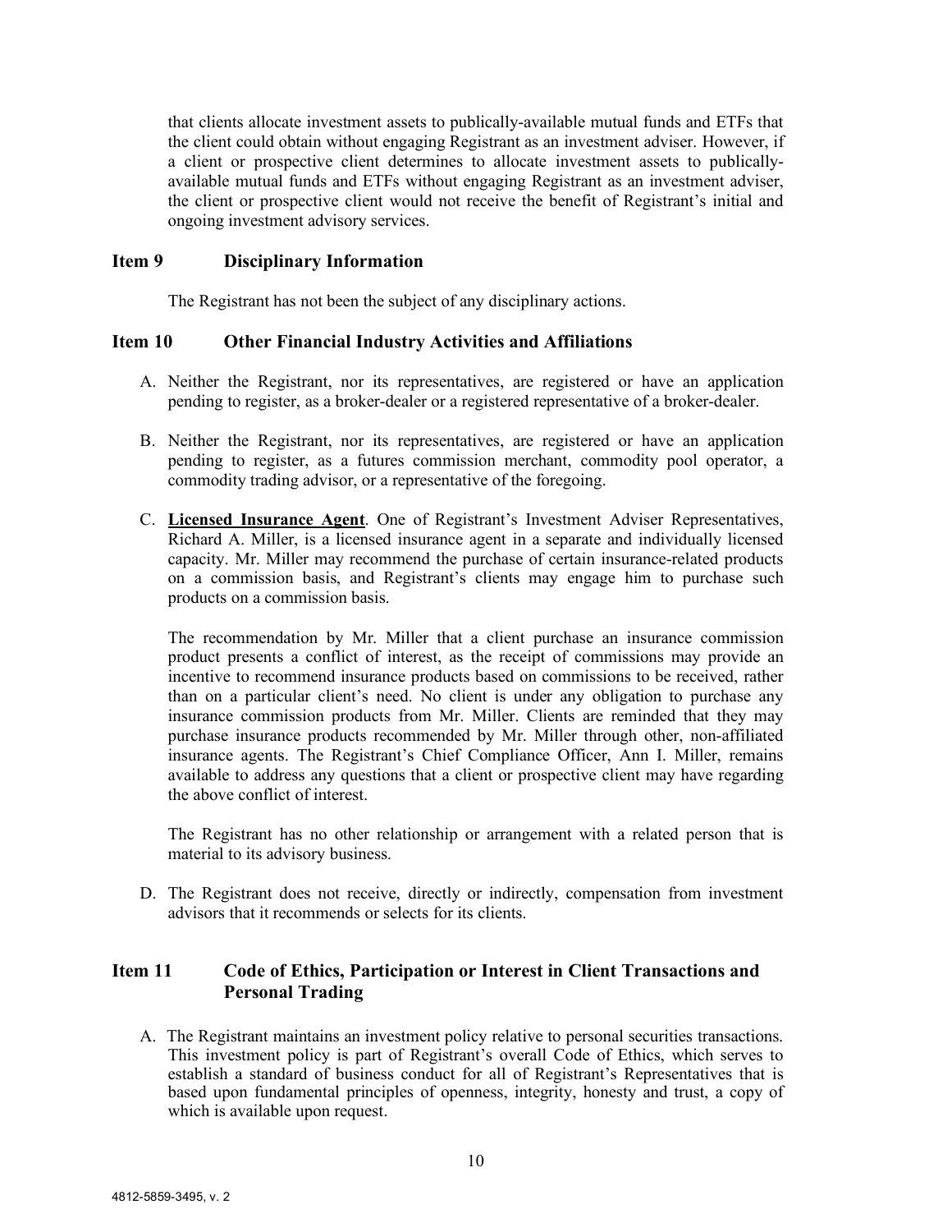that clients allocate investment assets to publically-available mutual funds and ETFs that the client could obtain without engaging Registrant as an investment adviser. However, if a client or prospective client determines to allocate investment assets to publically-available mutual funds and ETFs without engaging Registrant as an investment adviser, the client or prospective client would not receive the benefit of Registrant's initial and ongoing investment advisory services.

## Item 9 Disciplinary Information

The Registrant has not been the subject of any disciplinary actions.

## Item 10 Other Financial Industry Activities and Affiliations

A. Neither the Registrant, nor its representatives, are registered or have an application pending to register, as a broker-dealer or a registered representative of a broker-dealer.

B. Neither the Registrant, nor its representatives, are registered or have an application pending to register, as a futures commission merchant, commodity pool operator, a commodity trading advisor, or a representative of the foregoing.

C. **Licensed Insurance Agent**. One of Registrant's Investment Adviser Representatives, Richard A. Miller, is a licensed insurance agent in a separate and individually licensed capacity. Mr. Miller may recommend the purchase of certain insurance-related products on a commission basis, and Registrant's clients may engage him to purchase such products on a commission basis.

   The recommendation by Mr. Miller that a client purchase an insurance commission product presents a conflict of interest, as the receipt of commissions may provide an incentive to recommend insurance products based on commissions to be received, rather than on a particular client's need. No client is under any obligation to purchase any insurance commission products from Mr. Miller. Clients are reminded that they may purchase insurance products recommended by Mr. Miller through other, non-affiliated insurance agents. The Registrant's Chief Compliance Officer, Ann I. Miller, remains available to address any questions that a client or prospective client may have regarding the above conflict of interest.

   The Registrant has no other relationship or arrangement with a related person that is material to its advisory business.

D. The Registrant does not receive, directly or indirectly, compensation from investment advisors that it recommends or selects for its clients.

## Item 11 Code of Ethics, Participation or Interest in Client Transactions and Personal Trading

A. The Registrant maintains an investment policy relative to personal securities transactions. This investment policy is part of Registrant's overall Code of Ethics, which serves to establish a standard of business conduct for all of Registrant's Representatives that is based upon fundamental principles of openness, integrity, honesty and trust, a copy of which is available upon request.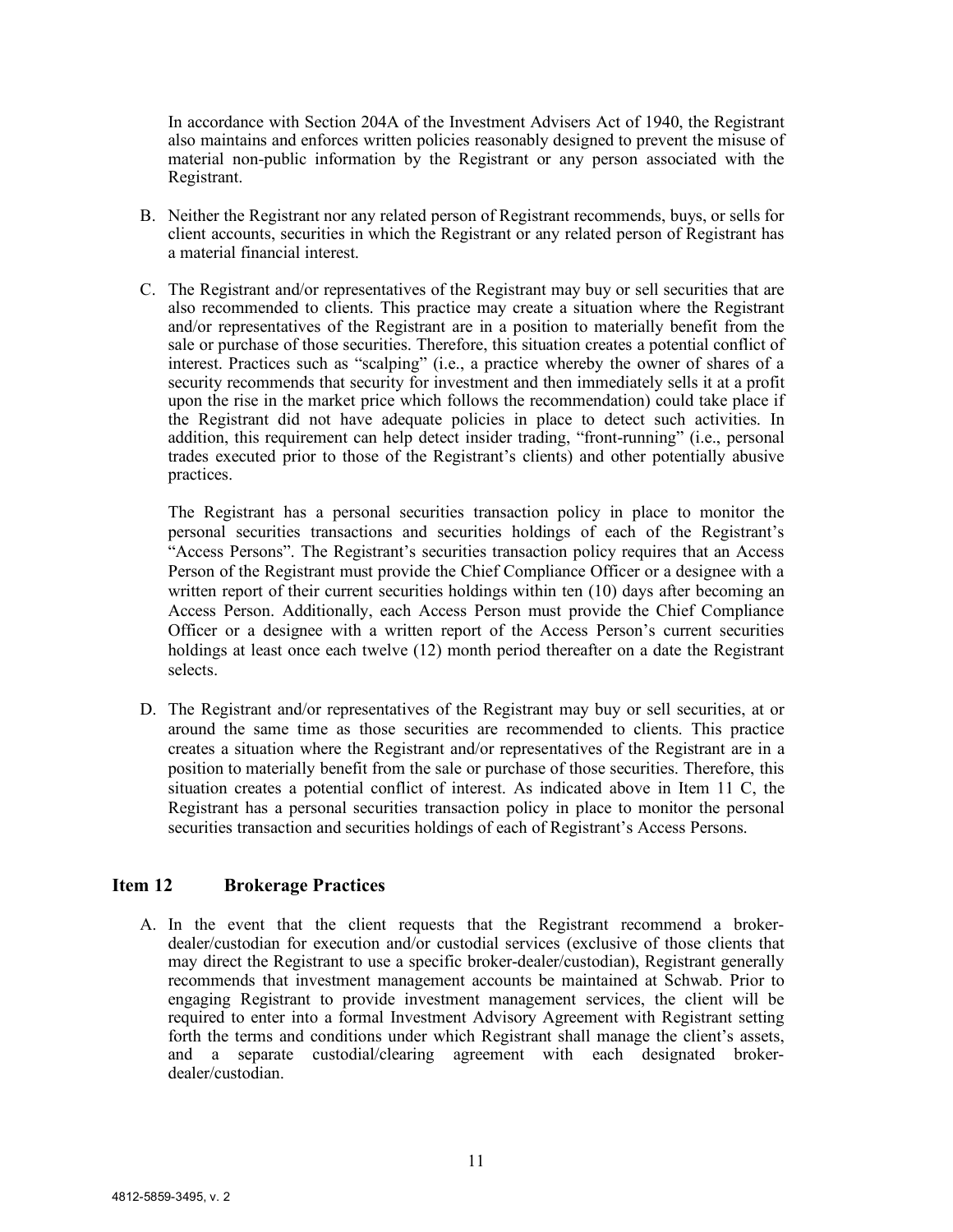In accordance with Section 204A of the Investment Advisers Act of 1940, the Registrant also maintains and enforces written policies reasonably designed to prevent the misuse of material non-public information by the Registrant or any person associated with the Registrant.

B. Neither the Registrant nor any related person of Registrant recommends, buys, or sells for client accounts, securities in which the Registrant or any related person of Registrant has a material financial interest.

C. The Registrant and/or representatives of the Registrant may buy or sell securities that are also recommended to clients. This practice may create a situation where the Registrant and/or representatives of the Registrant are in a position to materially benefit from the sale or purchase of those securities. Therefore, this situation creates a potential conflict of interest. Practices such as "scalping" (i.e., a practice whereby the owner of shares of a security recommends that security for investment and then immediately sells it at a profit upon the rise in the market price which follows the recommendation) could take place if the Registrant did not have adequate policies in place to detect such activities. In addition, this requirement can help detect insider trading, "front-running" (i.e., personal trades executed prior to those of the Registrant's clients) and other potentially abusive practices.

   The Registrant has a personal securities transaction policy in place to monitor the personal securities transactions and securities holdings of each of the Registrant's "Access Persons". The Registrant's securities transaction policy requires that an Access Person of the Registrant must provide the Chief Compliance Officer or a designee with a written report of their current securities holdings within ten (10) days after becoming an Access Person. Additionally, each Access Person must provide the Chief Compliance Officer or a designee with a written report of the Access Person's current securities holdings at least once each twelve (12) month period thereafter on a date the Registrant selects.

D. The Registrant and/or representatives of the Registrant may buy or sell securities, at or around the same time as those securities are recommended to clients. This practice creates a situation where the Registrant and/or representatives of the Registrant are in a position to materially benefit from the sale or purchase of those securities. Therefore, this situation creates a potential conflict of interest. As indicated above in Item 11 C, the Registrant has a personal securities transaction policy in place to monitor the personal securities transaction and securities holdings of each of Registrant's Access Persons.

## Item 12 Brokerage Practices

A. In the event that the client requests that the Registrant recommend a broker-dealer/custodian for execution and/or custodial services (exclusive of those clients that may direct the Registrant to use a specific broker-dealer/custodian), Registrant generally recommends that investment management accounts be maintained at Schwab. Prior to engaging Registrant to provide investment management services, the client will be required to enter into a formal Investment Advisory Agreement with Registrant setting forth the terms and conditions under which Registrant shall manage the client's assets, and a separate custodial/clearing agreement with each designated broker-dealer/custodian.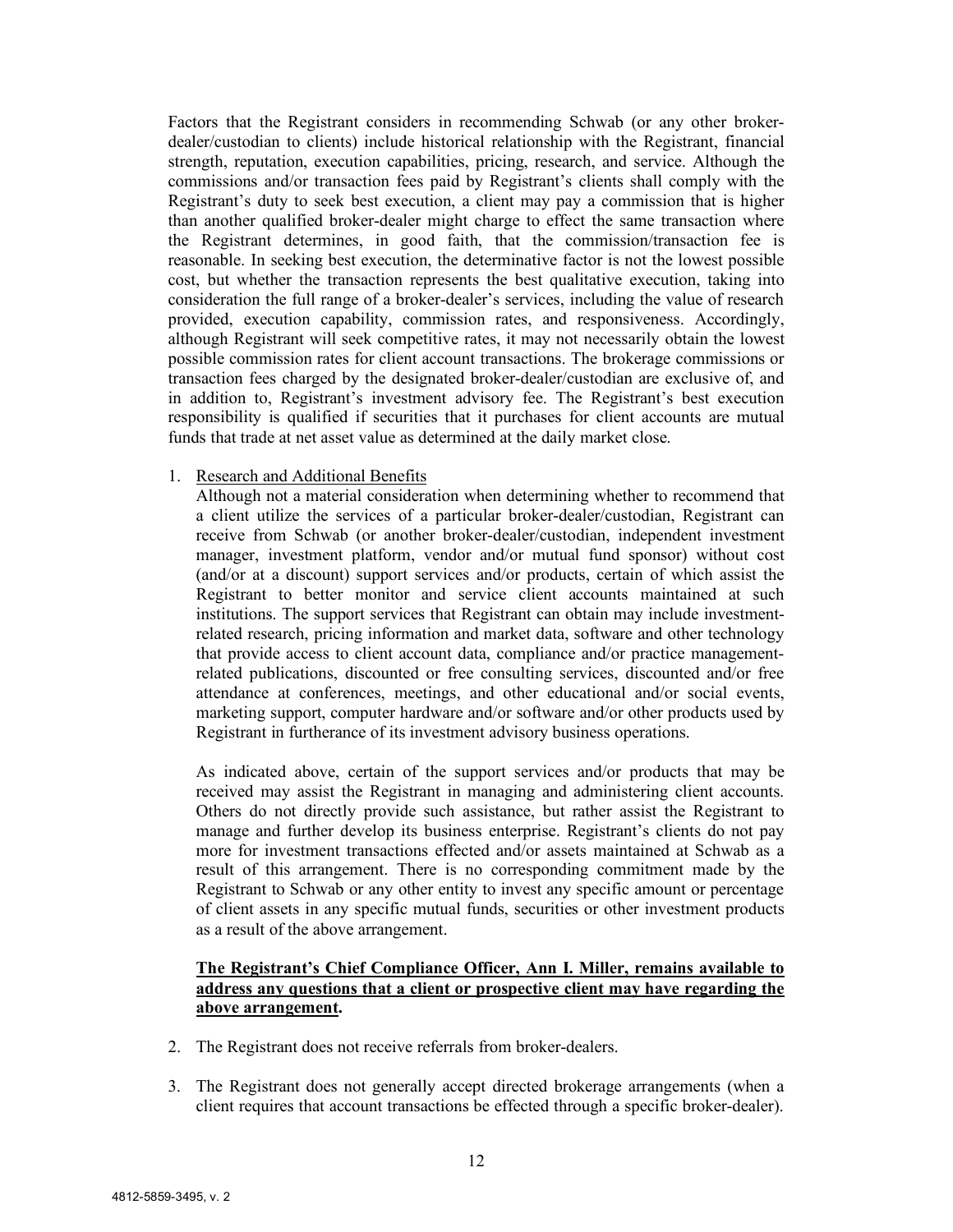Factors that the Registrant considers in recommending Schwab (or any other broker-dealer/custodian to clients) include historical relationship with the Registrant, financial strength, reputation, execution capabilities, pricing, research, and service. Although the commissions and/or transaction fees paid by Registrant's clients shall comply with the Registrant's duty to seek best execution, a client may pay a commission that is higher than another qualified broker-dealer might charge to effect the same transaction where the Registrant determines, in good faith, that the commission/transaction fee is reasonable. In seeking best execution, the determinative factor is not the lowest possible cost, but whether the transaction represents the best qualitative execution, taking into consideration the full range of a broker-dealer's services, including the value of research provided, execution capability, commission rates, and responsiveness. Accordingly, although Registrant will seek competitive rates, it may not necessarily obtain the lowest possible commission rates for client account transactions. The brokerage commissions or transaction fees charged by the designated broker-dealer/custodian are exclusive of, and in addition to, Registrant's investment advisory fee. The Registrant's best execution responsibility is qualified if securities that it purchases for client accounts are mutual funds that trade at net asset value as determined at the daily market close.

1. Research and Additional Benefits

   Although not a material consideration when determining whether to recommend that a client utilize the services of a particular broker-dealer/custodian, Registrant can receive from Schwab (or another broker-dealer/custodian, independent investment manager, investment platform, vendor and/or mutual fund sponsor) without cost (and/or at a discount) support services and/or products, certain of which assist the Registrant to better monitor and service client accounts maintained at such institutions. The support services that Registrant can obtain may include investment-related research, pricing information and market data, software and other technology that provide access to client account data, compliance and/or practice management-related publications, discounted or free consulting services, discounted and/or free attendance at conferences, meetings, and other educational and/or social events, marketing support, computer hardware and/or software and/or other products used by Registrant in furtherance of its investment advisory business operations.

   As indicated above, certain of the support services and/or products that may be received may assist the Registrant in managing and administering client accounts. Others do not directly provide such assistance, but rather assist the Registrant to manage and further develop its business enterprise. Registrant's clients do not pay more for investment transactions effected and/or assets maintained at Schwab as a result of this arrangement. There is no corresponding commitment made by the Registrant to Schwab or any other entity to invest any specific amount or percentage of client assets in any specific mutual funds, securities or other investment products as a result of the above arrangement.

   **The Registrant's Chief Compliance Officer, Ann I. Miller, remains available to address any questions that a client or prospective client may have regarding the above arrangement.**

2. The Registrant does not receive referrals from broker-dealers.

3. The Registrant does not generally accept directed brokerage arrangements (when a client requires that account transactions be effected through a specific broker-dealer).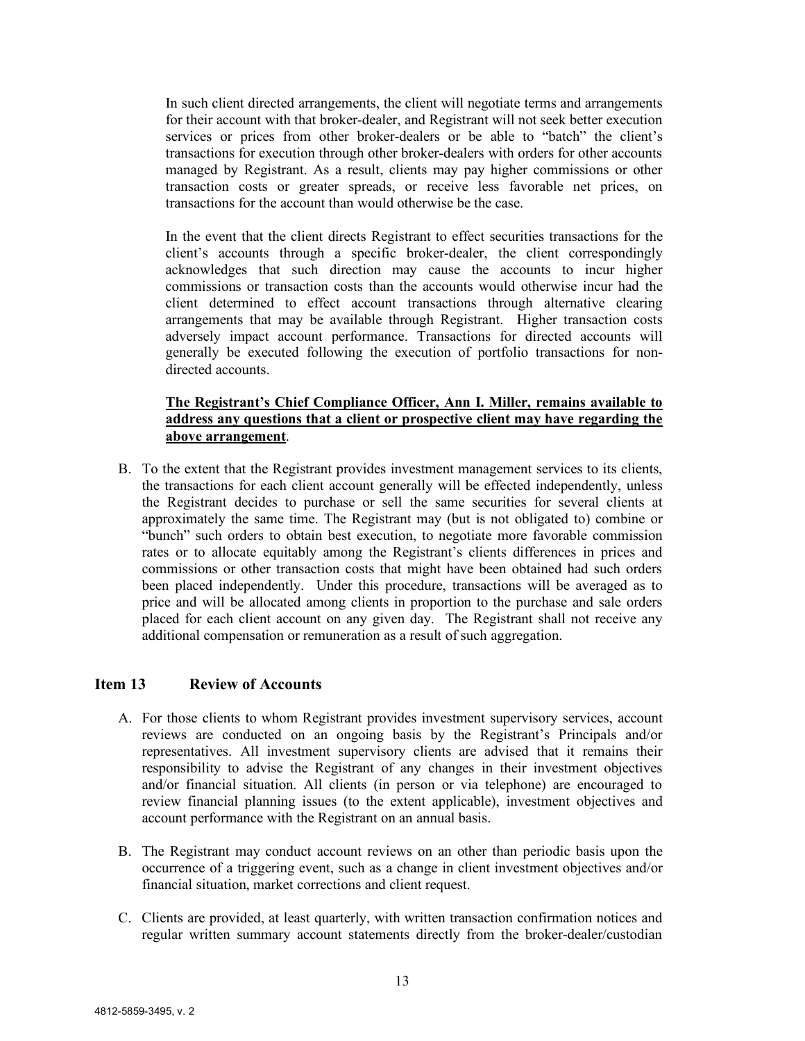In such client directed arrangements, the client will negotiate terms and arrangements for their account with that broker-dealer, and Registrant will not seek better execution services or prices from other broker-dealers or be able to "batch" the client's transactions for execution through other broker-dealers with orders for other accounts managed by Registrant. As a result, clients may pay higher commissions or other transaction costs or greater spreads, or receive less favorable net prices, on transactions for the account than would otherwise be the case.

In the event that the client directs Registrant to effect securities transactions for the client's accounts through a specific broker-dealer, the client correspondingly acknowledges that such direction may cause the accounts to incur higher commissions or transaction costs than the accounts would otherwise incur had the client determined to effect account transactions through alternative clearing arrangements that may be available through Registrant. Higher transaction costs adversely impact account performance. Transactions for directed accounts will generally be executed following the execution of portfolio transactions for non-directed accounts.

**The Registrant's Chief Compliance Officer, Ann I. Miller, remains available to address any questions that a client or prospective client may have regarding the above arrangement**.

B. To the extent that the Registrant provides investment management services to its clients, the transactions for each client account generally will be effected independently, unless the Registrant decides to purchase or sell the same securities for several clients at approximately the same time. The Registrant may (but is not obligated to) combine or "bunch" such orders to obtain best execution, to negotiate more favorable commission rates or to allocate equitably among the Registrant's clients differences in prices and commissions or other transaction costs that might have been obtained had such orders been placed independently. Under this procedure, transactions will be averaged as to price and will be allocated among clients in proportion to the purchase and sale orders placed for each client account on any given day. The Registrant shall not receive any additional compensation or remuneration as a result of such aggregation.

## Item 13 Review of Accounts

A. For those clients to whom Registrant provides investment supervisory services, account reviews are conducted on an ongoing basis by the Registrant's Principals and/or representatives. All investment supervisory clients are advised that it remains their responsibility to advise the Registrant of any changes in their investment objectives and/or financial situation. All clients (in person or via telephone) are encouraged to review financial planning issues (to the extent applicable), investment objectives and account performance with the Registrant on an annual basis.

B. The Registrant may conduct account reviews on an other than periodic basis upon the occurrence of a triggering event, such as a change in client investment objectives and/or financial situation, market corrections and client request.

C. Clients are provided, at least quarterly, with written transaction confirmation notices and regular written summary account statements directly from the broker-dealer/custodian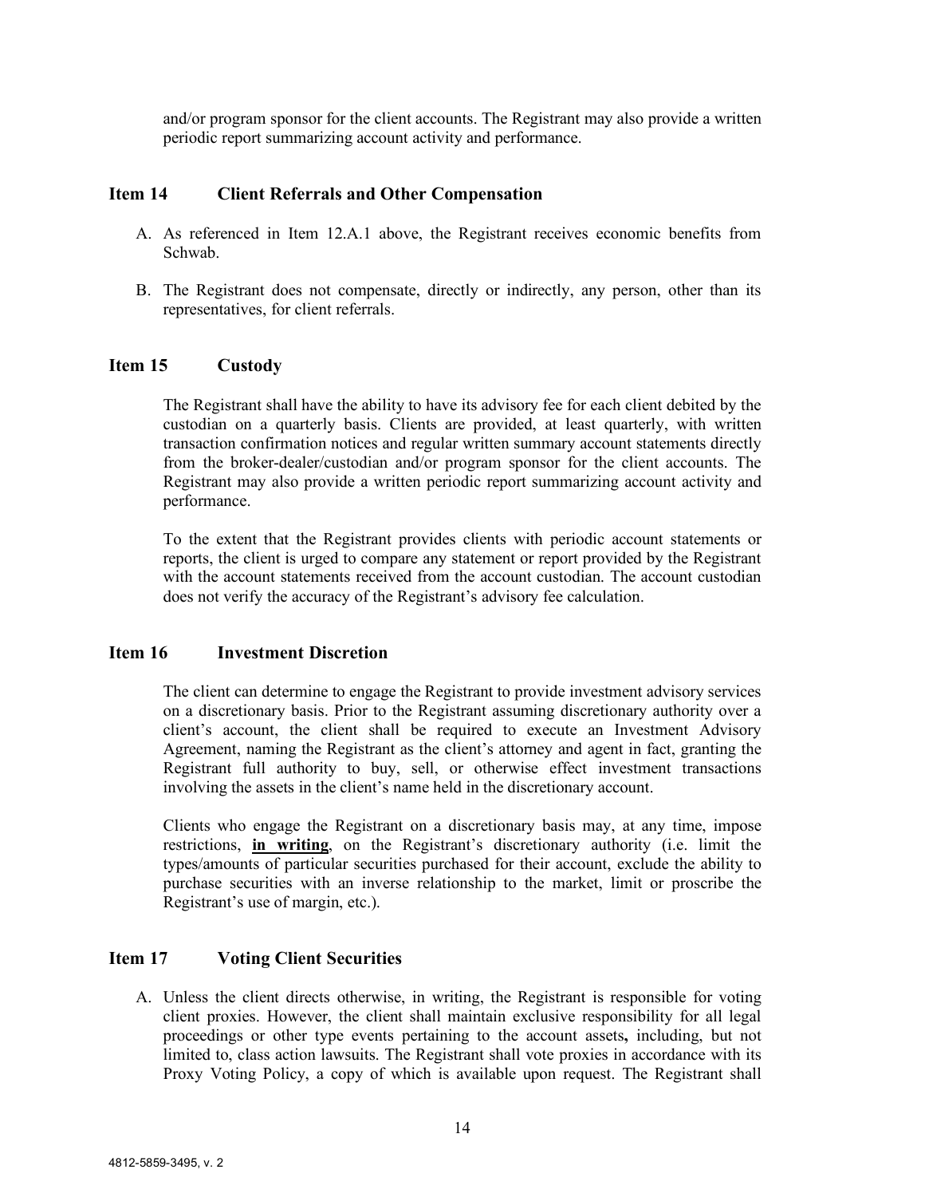and/or program sponsor for the client accounts. The Registrant may also provide a written periodic report summarizing account activity and performance.

## Item 14 Client Referrals and Other Compensation

A. As referenced in Item 12.A.1 above, the Registrant receives economic benefits from Schwab.

B. The Registrant does not compensate, directly or indirectly, any person, other than its representatives, for client referrals.

## Item 15 Custody

The Registrant shall have the ability to have its advisory fee for each client debited by the custodian on a quarterly basis. Clients are provided, at least quarterly, with written transaction confirmation notices and regular written summary account statements directly from the broker-dealer/custodian and/or program sponsor for the client accounts. The Registrant may also provide a written periodic report summarizing account activity and performance.

To the extent that the Registrant provides clients with periodic account statements or reports, the client is urged to compare any statement or report provided by the Registrant with the account statements received from the account custodian. The account custodian does not verify the accuracy of the Registrant's advisory fee calculation.

## Item 16 Investment Discretion

The client can determine to engage the Registrant to provide investment advisory services on a discretionary basis. Prior to the Registrant assuming discretionary authority over a client's account, the client shall be required to execute an Investment Advisory Agreement, naming the Registrant as the client's attorney and agent in fact, granting the Registrant full authority to buy, sell, or otherwise effect investment transactions involving the assets in the client's name held in the discretionary account.

Clients who engage the Registrant on a discretionary basis may, at any time, impose restrictions, **<u>in writing</u>**, on the Registrant's discretionary authority (i.e. limit the types/amounts of particular securities purchased for their account, exclude the ability to purchase securities with an inverse relationship to the market, limit or proscribe the Registrant's use of margin, etc.).

## Item 17 Voting Client Securities

A. Unless the client directs otherwise, in writing, the Registrant is responsible for voting client proxies. However, the client shall maintain exclusive responsibility for all legal proceedings or other type events pertaining to the account assets**,** including, but not limited to, class action lawsuits. The Registrant shall vote proxies in accordance with its Proxy Voting Policy, a copy of which is available upon request. The Registrant shall

4812-5859-3495, v. 2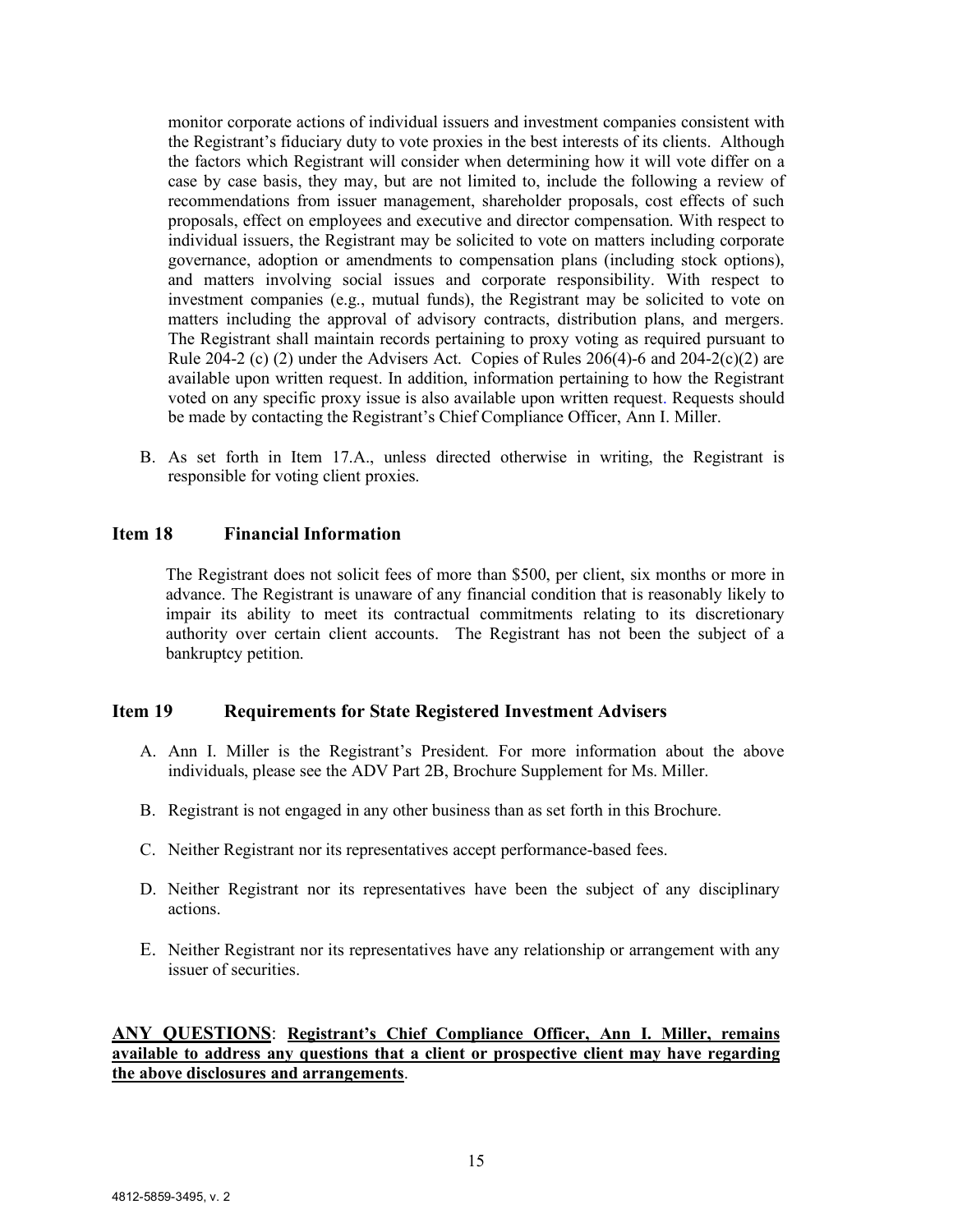monitor corporate actions of individual issuers and investment companies consistent with the Registrant's fiduciary duty to vote proxies in the best interests of its clients. Although the factors which Registrant will consider when determining how it will vote differ on a case by case basis, they may, but are not limited to, include the following a review of recommendations from issuer management, shareholder proposals, cost effects of such proposals, effect on employees and executive and director compensation. With respect to individual issuers, the Registrant may be solicited to vote on matters including corporate governance, adoption or amendments to compensation plans (including stock options), and matters involving social issues and corporate responsibility. With respect to investment companies (e.g., mutual funds), the Registrant may be solicited to vote on matters including the approval of advisory contracts, distribution plans, and mergers. The Registrant shall maintain records pertaining to proxy voting as required pursuant to Rule 204-2 (c) (2) under the Advisers Act. Copies of Rules 206(4)-6 and 204-2(c)(2) are available upon written request. In addition, information pertaining to how the Registrant voted on any specific proxy issue is also available upon written request. Requests should be made by contacting the Registrant's Chief Compliance Officer, Ann I. Miller.

B. As set forth in Item 17.A., unless directed otherwise in writing, the Registrant is responsible for voting client proxies.

## Item 18 Financial Information

The Registrant does not solicit fees of more than $500, per client, six months or more in advance. The Registrant is unaware of any financial condition that is reasonably likely to impair its ability to meet its contractual commitments relating to its discretionary authority over certain client accounts. The Registrant has not been the subject of a bankruptcy petition.

## Item 19 Requirements for State Registered Investment Advisers

A. Ann I. Miller is the Registrant's President. For more information about the above individuals, please see the ADV Part 2B, Brochure Supplement for Ms. Miller.

B. Registrant is not engaged in any other business than as set forth in this Brochure.

C. Neither Registrant nor its representatives accept performance-based fees.

D. Neither Registrant nor its representatives have been the subject of any disciplinary actions.

E. Neither Registrant nor its representatives have any relationship or arrangement with any issuer of securities.

**ANY QUESTIONS**: **Registrant's Chief Compliance Officer, Ann I. Miller, remains available to address any questions that a client or prospective client may have regarding the above disclosures and arrangements**.

4812-5859-3495, v. 2